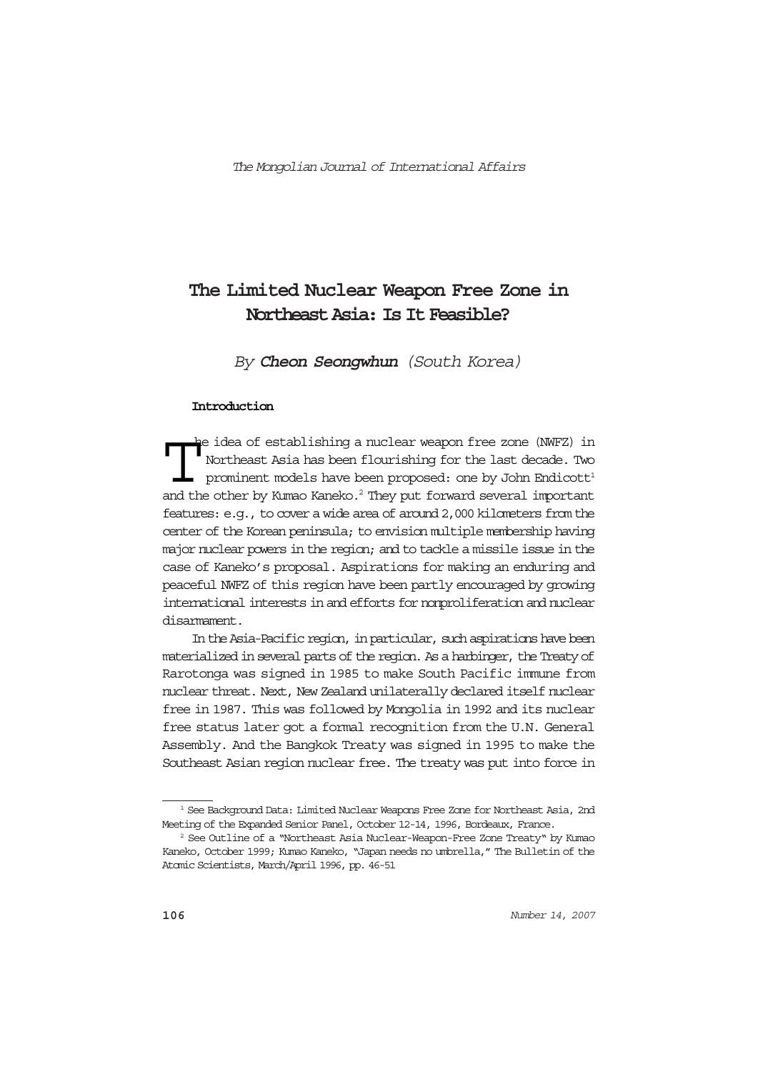# The Limited Nuclear Weapon Free Zone in Northeast Asia: Is It Feasible?

*By* ***Cheon Seongwhun*** *(South Korea)*

### Introduction

The idea of establishing a nuclear weapon free zone (NWFZ) in Northeast Asia has been flourishing for the last decade. Two prominent models have been proposed: one by John Endicott[1] and the other by Kumao Kaneko.[2] They put forward several important features: e.g., to cover a wide area of around 2,000 kilometers from the center of the Korean peninsula; to envision multiple membership having major nuclear powers in the region; and to tackle a missile issue in the case of Kaneko's proposal. Aspirations for making an enduring and peaceful NWFZ of this region have been partly encouraged by growing international interests in and efforts for nonproliferation and nuclear disarmament.

In the Asia-Pacific region, in particular, such aspirations have been materialized in several parts of the region. As a harbinger, the Treaty of Rarotonga was signed in 1985 to make South Pacific immune from nuclear threat. Next, New Zealand unilaterally declared itself nuclear free in 1987. This was followed by Mongolia in 1992 and its nuclear free status later got a formal recognition from the U.N. General Assembly. And the Bangkok Treaty was signed in 1995 to make the Southeast Asian region nuclear free. The treaty was put into force in

---

[1] See Background Data: Limited Nuclear Weapons Free Zone for Northeast Asia, 2nd Meeting of the Expanded Senior Panel, October 12-14, 1996, Bordeaux, France.

[2] See Outline of a "Northeast Asia Nuclear-Weapon-Free Zone Treaty" by Kumao Kaneko, October 1999; Kumao Kaneko, "Japan needs no umbrella," The Bulletin of the Atomic Scientists, March/April 1996, pp. 46-51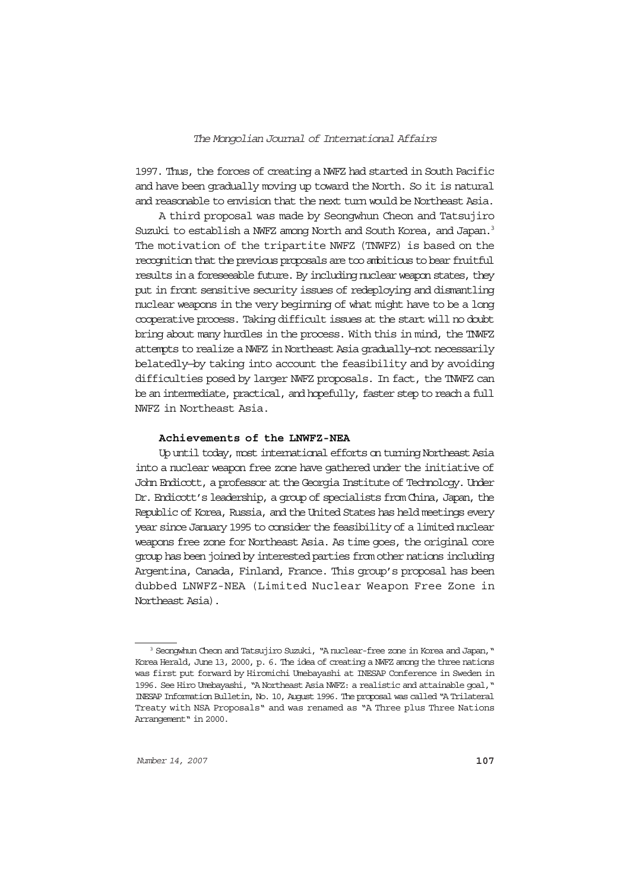1997. Thus, the forces of creating a NWFZ had started in South Pacific and have been gradually moving up toward the North. So it is natural and reasonable to envision that the next turn would be Northeast Asia.

A third proposal was made by Seongwhun Cheon and Tatsujiro Suzuki to establish a NWFZ among North and South Korea, and Japan.[3] The motivation of the tripartite NWFZ (TNWFZ) is based on the recognition that the previous proposals are too ambitious to bear fruitful results in a foreseeable future. By including nuclear weapon states, they put in front sensitive security issues of redeploying and dismantling nuclear weapons in the very beginning of what might have to be a long cooperative process. Taking difficult issues at the start will no doubt bring about many hurdles in the process. With this in mind, the TNWFZ attempts to realize a NWFZ in Northeast Asia gradually—not necessarily belatedly—by taking into account the feasibility and by avoiding difficulties posed by larger NWFZ proposals. In fact, the TNWFZ can be an intermediate, practical, and hopefully, faster step to reach a full NWFZ in Northeast Asia.

### Achievements of the LNWFZ-NEA

Up until today, most international efforts on turning Northeast Asia into a nuclear weapon free zone have gathered under the initiative of John Endicott, a professor at the Georgia Institute of Technology. Under Dr. Endicott's leadership, a group of specialists from China, Japan, the Republic of Korea, Russia, and the United States has held meetings every year since January 1995 to consider the feasibility of a limited nuclear weapons free zone for Northeast Asia. As time goes, the original core group has been joined by interested parties from other nations including Argentina, Canada, Finland, France. This group's proposal has been dubbed LNWFZ-NEA (Limited Nuclear Weapon Free Zone in Northeast Asia).

---

[3] Seongwhun Cheon and Tatsujiro Suzuki, "A nuclear-free zone in Korea and Japan," Korea Herald, June 13, 2000, p. 6. The idea of creating a NWFZ among the three nations was first put forward by Hiromichi Umebayashi at INESAP Conference in Sweden in 1996. See Hiro Umebayashi, "A Northeast Asia NWFZ: a realistic and attainable goal," INESAP Information Bulletin, No. 10, August 1996. The proposal was called "A Trilateral Treaty with NSA Proposals" and was renamed as "A Three plus Three Nations Arrangement" in 2000.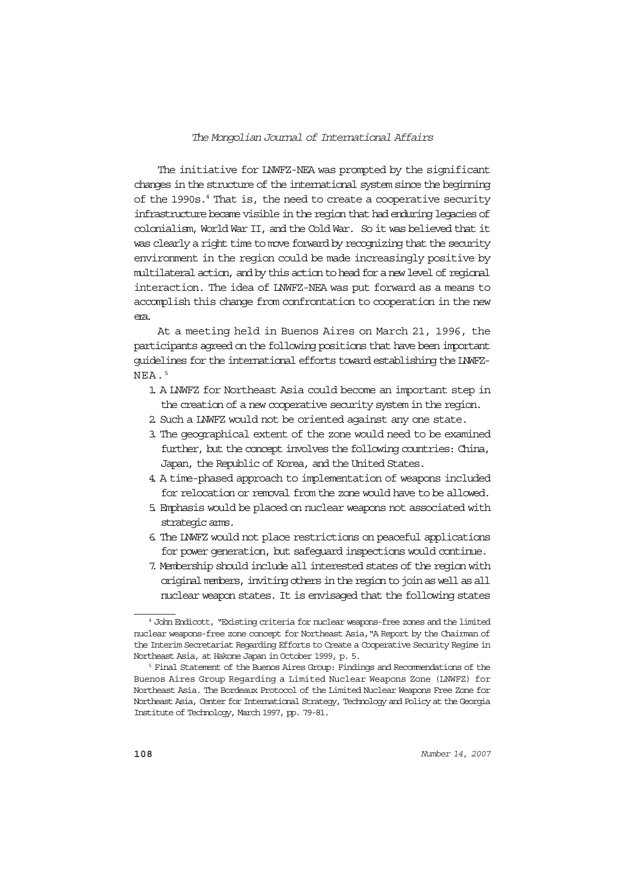The initiative for LNWFZ-NEA was prompted by the significant changes in the structure of the international system since the beginning of the 1990s.[4] That is, the need to create a cooperative security infrastructure became visible in the region that had enduring legacies of colonialism, World War II, and the Cold War. So it was believed that it was clearly a right time to move forward by recognizing that the security environment in the region could be made increasingly positive by multilateral action, and by this action to head for a new level of regional interaction. The idea of LNWFZ-NEA was put forward as a means to accomplish this change from confrontation to cooperation in the new era.

At a meeting held in Buenos Aires on March 21, 1996, the participants agreed on the following positions that have been important guidelines for the international efforts toward establishing the LNWFZ-NEA.[5]

1. A LNWFZ for Northeast Asia could become an important step in the creation of a new cooperative security system in the region.
2. Such a LNWFZ would not be oriented against any one state.
3. The geographical extent of the zone would need to be examined further, but the concept involves the following countries: China, Japan, the Republic of Korea, and the United States.
4. A time-phased approach to implementation of weapons included for relocation or removal from the zone would have to be allowed.
5. Emphasis would be placed on nuclear weapons not associated with strategic arms.
6. The LNWFZ would not place restrictions on peaceful applications for power generation, but safeguard inspections would continue.
7. Membership should include all interested states of the region with original members, inviting others in the region to join as well as all nuclear weapon states. It is envisaged that the following states

---

[4] John Endicott, "Existing criteria for nuclear weapons-free zones and the limited nuclear weapons-free zone concept for Northeast Asia,"A Report by the Chairman of the Interim Secretariat Regarding Efforts to Create a Cooperative Security Regime in Northeast Asia, at Hakone Japan in October 1999, p. 5.

[5] Final Statement of the Buenos Aires Group: Findings and Recommendations of the Buenos Aires Group Regarding a Limited Nuclear Weapons Zone (LNWFZ) for Northeast Asia. The Bordeaux Protocol of the Limited Nuclear Weapons Free Zone for Northeast Asia, Center for International Strategy, Technology and Policy at the Georgia Institute of Technology, March 1997, pp. 79-81.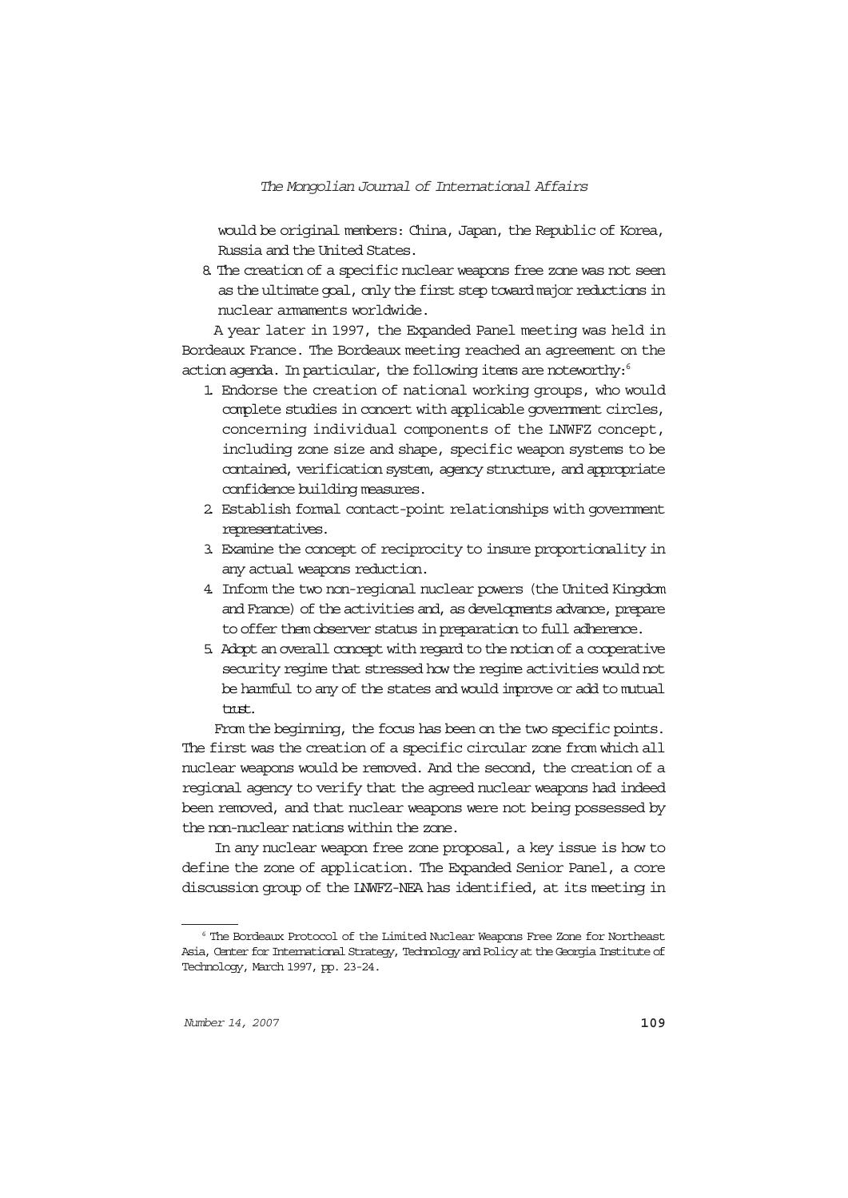would be original members: China, Japan, the Republic of Korea, Russia and the United States.

8. The creation of a specific nuclear weapons free zone was not seen as the ultimate goal, only the first step toward major reductions in nuclear armaments worldwide.

A year later in 1997, the Expanded Panel meeting was held in Bordeaux France. The Bordeaux meeting reached an agreement on the action agenda. In particular, the following items are noteworthy:[6]

1. Endorse the creation of national working groups, who would complete studies in concert with applicable government circles, concerning individual components of the LNWFZ concept, including zone size and shape, specific weapon systems to be contained, verification system, agency structure, and appropriate confidence building measures.
2. Establish formal contact-point relationships with government representatives.
3. Examine the concept of reciprocity to insure proportionality in any actual weapons reduction.
4. Inform the two non-regional nuclear powers (the United Kingdom and France) of the activities and, as developments advance, prepare to offer them observer status in preparation to full adherence.
5. Adopt an overall concept with regard to the notion of a cooperative security regime that stressed how the regime activities would not be harmful to any of the states and would improve or add to mutual trust.

From the beginning, the focus has been on the two specific points. The first was the creation of a specific circular zone from which all nuclear weapons would be removed. And the second, the creation of a regional agency to verify that the agreed nuclear weapons had indeed been removed, and that nuclear weapons were not being possessed by the non-nuclear nations within the zone.

In any nuclear weapon free zone proposal, a key issue is how to define the zone of application. The Expanded Senior Panel, a core discussion group of the LNWFZ-NEA has identified, at its meeting in

[6] The Bordeaux Protocol of the Limited Nuclear Weapons Free Zone for Northeast Asia, Center for International Strategy, Technology and Policy at the Georgia Institute of Technology, March 1997, pp. 23-24.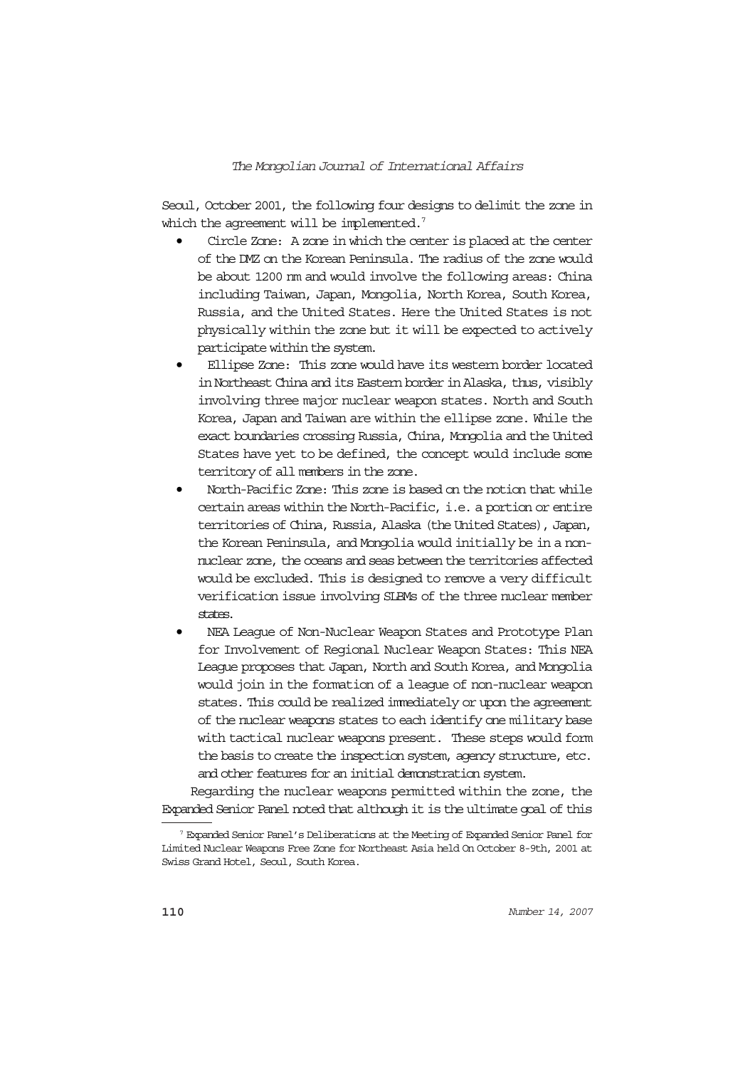Seoul, October 2001, the following four designs to delimit the zone in which the agreement will be implemented.[7]

- Circle Zone: A zone in which the center is placed at the center of the DMZ on the Korean Peninsula. The radius of the zone would be about 1200 nm and would involve the following areas: China including Taiwan, Japan, Mongolia, North Korea, South Korea, Russia, and the United States. Here the United States is not physically within the zone but it will be expected to actively participate within the system.
- Ellipse Zone: This zone would have its western border located in Northeast China and its Eastern border in Alaska, thus, visibly involving three major nuclear weapon states. North and South Korea, Japan and Taiwan are within the ellipse zone. While the exact boundaries crossing Russia, China, Mongolia and the United States have yet to be defined, the concept would include some territory of all members in the zone.
- North-Pacific Zone: This zone is based on the notion that while certain areas within the North-Pacific, i.e. a portion or entire territories of China, Russia, Alaska (the United States), Japan, the Korean Peninsula, and Mongolia would initially be in a non-nuclear zone, the oceans and seas between the territories affected would be excluded. This is designed to remove a very difficult verification issue involving SLBMs of the three nuclear member states.
- NEA League of Non-Nuclear Weapon States and Prototype Plan for Involvement of Regional Nuclear Weapon States: This NEA League proposes that Japan, North and South Korea, and Mongolia would join in the formation of a league of non-nuclear weapon states. This could be realized immediately or upon the agreement of the nuclear weapons states to each identify one military base with tactical nuclear weapons present. These steps would form the basis to create the inspection system, agency structure, etc. and other features for an initial demonstration system.

Regarding the nuclear weapons permitted within the zone, the Expanded Senior Panel noted that although it is the ultimate goal of this

---

[7] Expanded Senior Panel's Deliberations at the Meeting of Expanded Senior Panel for Limited Nuclear Weapons Free Zone for Northeast Asia held On October 8-9th, 2001 at Swiss Grand Hotel, Seoul, South Korea.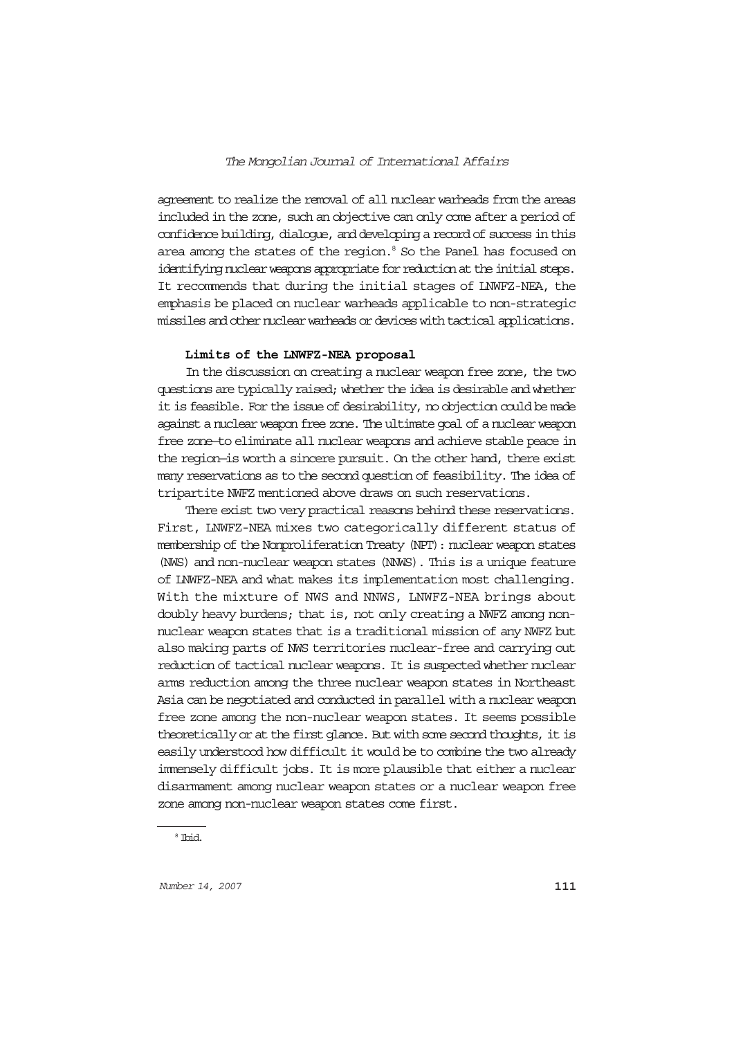agreement to realize the removal of all nuclear warheads from the areas included in the zone, such an objective can only come after a period of confidence building, dialogue, and developing a record of success in this area among the states of the region.[8] So the Panel has focused on identifying nuclear weapons appropriate for reduction at the initial steps. It recommends that during the initial stages of LNWFZ-NEA, the emphasis be placed on nuclear warheads applicable to non-strategic missiles and other nuclear warheads or devices with tactical applications.

**Limits of the LNWFZ-NEA proposal**

In the discussion on creating a nuclear weapon free zone, the two questions are typically raised; whether the idea is desirable and whether it is feasible. For the issue of desirability, no objection could be made against a nuclear weapon free zone. The ultimate goal of a nuclear weapon free zone—to eliminate all nuclear weapons and achieve stable peace in the region—is worth a sincere pursuit. On the other hand, there exist many reservations as to the second question of feasibility. The idea of tripartite NWFZ mentioned above draws on such reservations.

There exist two very practical reasons behind these reservations. First, LNWFZ-NEA mixes two categorically different status of membership of the Nonproliferation Treaty (NPT): nuclear weapon states (NWS) and non-nuclear weapon states (NNWS). This is a unique feature of LNWFZ-NEA and what makes its implementation most challenging. With the mixture of NWS and NNWS, LNWFZ-NEA brings about doubly heavy burdens; that is, not only creating a NWFZ among non-nuclear weapon states that is a traditional mission of any NWFZ but also making parts of NWS territories nuclear-free and carrying out reduction of tactical nuclear weapons. It is suspected whether nuclear arms reduction among the three nuclear weapon states in Northeast Asia can be negotiated and conducted in parallel with a nuclear weapon free zone among the non-nuclear weapon states. It seems possible theoretically or at the first glance. But with some second thoughts, it is easily understood how difficult it would be to combine the two already immensely difficult jobs. It is more plausible that either a nuclear disarmament among nuclear weapon states or a nuclear weapon free zone among non-nuclear weapon states come first.

[8] Ibid.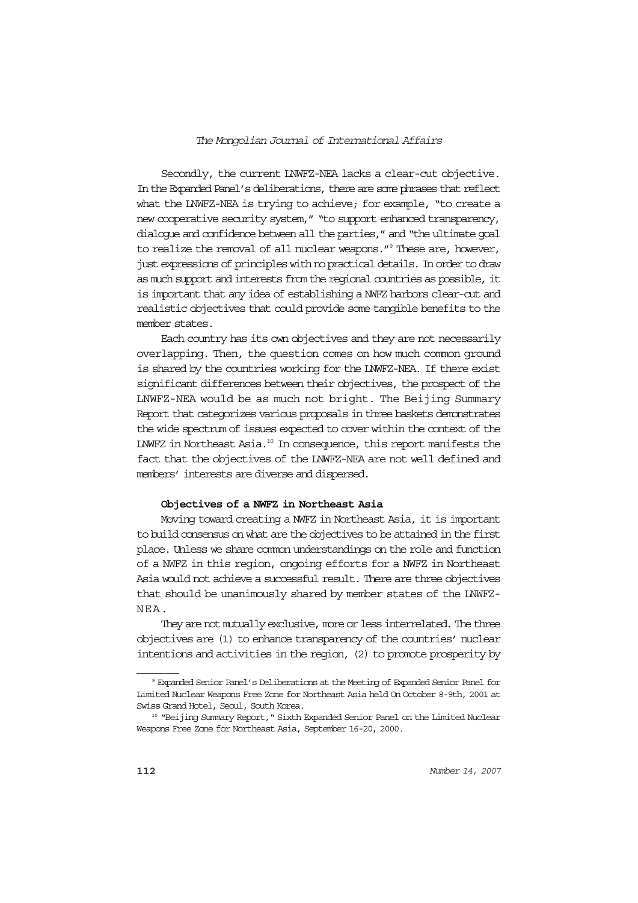Secondly, the current LNWFZ-NEA lacks a clear-cut objective. In the Expanded Panel's deliberations, there are some phrases that reflect what the LNWFZ-NEA is trying to achieve; for example, "to create a new cooperative security system," "to support enhanced transparency, dialogue and confidence between all the parties," and "the ultimate goal to realize the removal of all nuclear weapons."[9] These are, however, just expressions of principles with no practical details. In order to draw as much support and interests from the regional countries as possible, it is important that any idea of establishing a NWFZ harbors clear-cut and realistic objectives that could provide some tangible benefits to the member states.

Each country has its own objectives and they are not necessarily overlapping. Then, the question comes on how much common ground is shared by the countries working for the LNWFZ-NEA. If there exist significant differences between their objectives, the prospect of the LNWFZ-NEA would be as much not bright. The Beijing Summary Report that categorizes various proposals in three baskets demonstrates the wide spectrum of issues expected to cover within the context of the LNWFZ in Northeast Asia.[10] In consequence, this report manifests the fact that the objectives of the LNWFZ-NEA are not well defined and members' interests are diverse and dispersed.

**Objectives of a NWFZ in Northeast Asia**

Moving toward creating a NWFZ in Northeast Asia, it is important to build consensus on what are the objectives to be attained in the first place. Unless we share common understandings on the role and function of a NWFZ in this region, ongoing efforts for a NWFZ in Northeast Asia would not achieve a successful result. There are three objectives that should be unanimously shared by member states of the LNWFZ-NEA.

They are not mutually exclusive, more or less interrelated. The three objectives are (1) to enhance transparency of the countries' nuclear intentions and activities in the region, (2) to promote prosperity by

---

[9] Expanded Senior Panel's Deliberations at the Meeting of Expanded Senior Panel for Limited Nuclear Weapons Free Zone for Northeast Asia held On October 8-9th, 2001 at Swiss Grand Hotel, Seoul, South Korea.

[10] "Beijing Summary Report," Sixth Expanded Senior Panel on the Limited Nuclear Weapons Free Zone for Northeast Asia, September 16-20, 2000.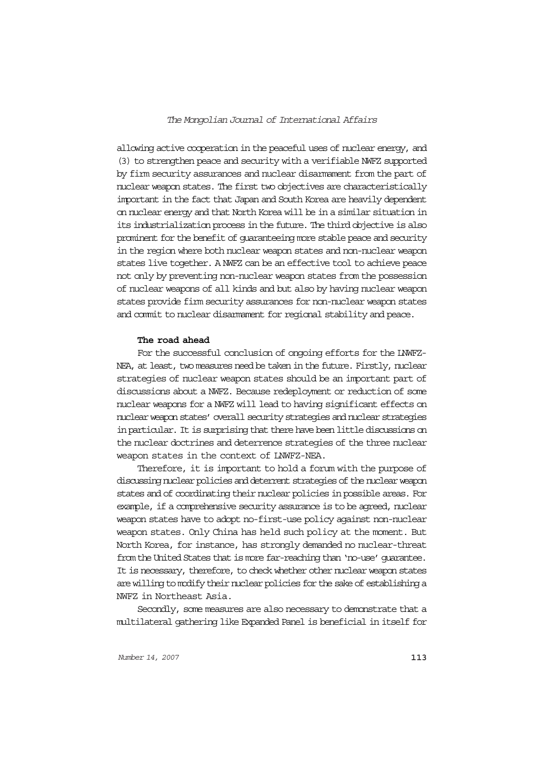allowing active cooperation in the peaceful uses of nuclear energy, and (3) to strengthen peace and security with a verifiable NWFZ supported by firm security assurances and nuclear disarmament from the part of nuclear weapon states. The first two objectives are characteristically important in the fact that Japan and South Korea are heavily dependent on nuclear energy and that North Korea will be in a similar situation in its industrialization process in the future. The third objective is also prominent for the benefit of guaranteeing more stable peace and security in the region where both nuclear weapon states and non-nuclear weapon states live together. A NWFZ can be an effective tool to achieve peace not only by preventing non-nuclear weapon states from the possession of nuclear weapons of all kinds and but also by having nuclear weapon states provide firm security assurances for non-nuclear weapon states and commit to nuclear disarmament for regional stability and peace.

**The road ahead**

For the successful conclusion of ongoing efforts for the LNWFZ-NEA, at least, two measures need be taken in the future. Firstly, nuclear strategies of nuclear weapon states should be an important part of discussions about a NWFZ. Because redeployment or reduction of some nuclear weapons for a NWFZ will lead to having significant effects on nuclear weapon states' overall security strategies and nuclear strategies in particular. It is surprising that there have been little discussions on the nuclear doctrines and deterrence strategies of the three nuclear weapon states in the context of LNWFZ-NEA.

Therefore, it is important to hold a forum with the purpose of discussing nuclear policies and deterrent strategies of the nuclear weapon states and of coordinating their nuclear policies in possible areas. For example, if a comprehensive security assurance is to be agreed, nuclear weapon states have to adopt no-first-use policy against non-nuclear weapon states. Only China has held such policy at the moment. But North Korea, for instance, has strongly demanded no nuclear-threat from the United States that is more far-reaching than 'no-use' guarantee. It is necessary, therefore, to check whether other nuclear weapon states are willing to modify their nuclear policies for the sake of establishing a NWFZ in Northeast Asia.

Secondly, some measures are also necessary to demonstrate that a multilateral gathering like Expanded Panel is beneficial in itself for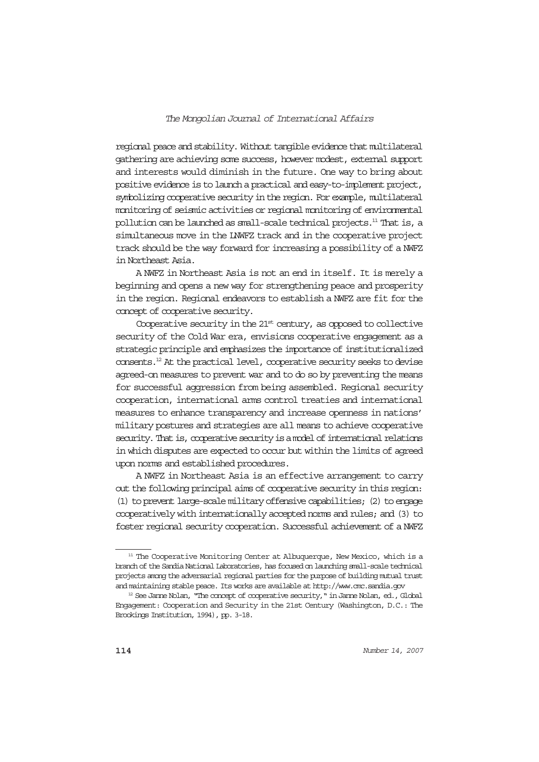regional peace and stability. Without tangible evidence that multilateral gathering are achieving some success, however modest, external support and interests would diminish in the future. One way to bring about positive evidence is to launch a practical and easy-to-implement project, symbolizing cooperative security in the region. For example, multilateral monitoring of seismic activities or regional monitoring of environmental pollution can be launched as small-scale technical projects.[11] That is, a simultaneous move in the LNWFZ track and in the cooperative project track should be the way forward for increasing a possibility of a NWFZ in Northeast Asia.

A NWFZ in Northeast Asia is not an end in itself. It is merely a beginning and opens a new way for strengthening peace and prosperity in the region. Regional endeavors to establish a NWFZ are fit for the concept of cooperative security.

Cooperative security in the 21st century, as opposed to collective security of the Cold War era, envisions cooperative engagement as a strategic principle and emphasizes the importance of institutionalized consents.[12] At the practical level, cooperative security seeks to devise agreed-on measures to prevent war and to do so by preventing the means for successful aggression from being assembled. Regional security cooperation, international arms control treaties and international measures to enhance transparency and increase openness in nations' military postures and strategies are all means to achieve cooperative security. That is, cooperative security is a model of international relations in which disputes are expected to occur but within the limits of agreed upon norms and established procedures.

A NWFZ in Northeast Asia is an effective arrangement to carry out the following principal aims of cooperative security in this region: (1) to prevent large-scale military offensive capabilities; (2) to engage cooperatively with internationally accepted norms and rules; and (3) to foster regional security cooperation. Successful achievement of a NWFZ

---

[11] The Cooperative Monitoring Center at Albuquerque, New Mexico, which is a branch of the Sandia National Laboratories, has focused on launching small-scale technical projects among the adversarial regional parties for the purpose of building mutual trust and maintaining stable peace. Its works are available at http://www.cmc.sandia.gov

[12] See Janne Nolan, "The concept of cooperative security," in Janne Nolan, ed., Global Engagement: Cooperation and Security in the 21st Century (Washington, D.C.: The Brookings Institution, 1994), pp. 3-18.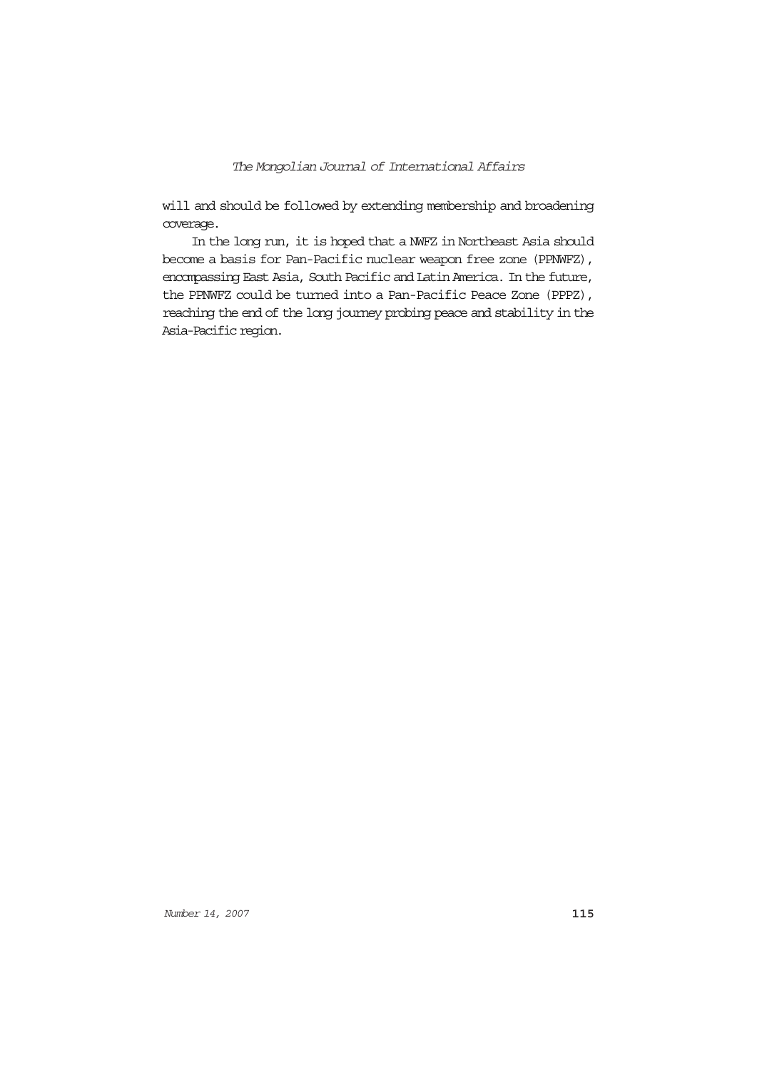will and should be followed by extending membership and broadening coverage.

In the long run, it is hoped that a NWFZ in Northeast Asia should become a basis for Pan-Pacific nuclear weapon free zone (PPNWFZ), encompassing East Asia, South Pacific and Latin America. In the future, the PPNWFZ could be turned into a Pan-Pacific Peace Zone (PPPZ), reaching the end of the long journey probing peace and stability in the Asia-Pacific region.